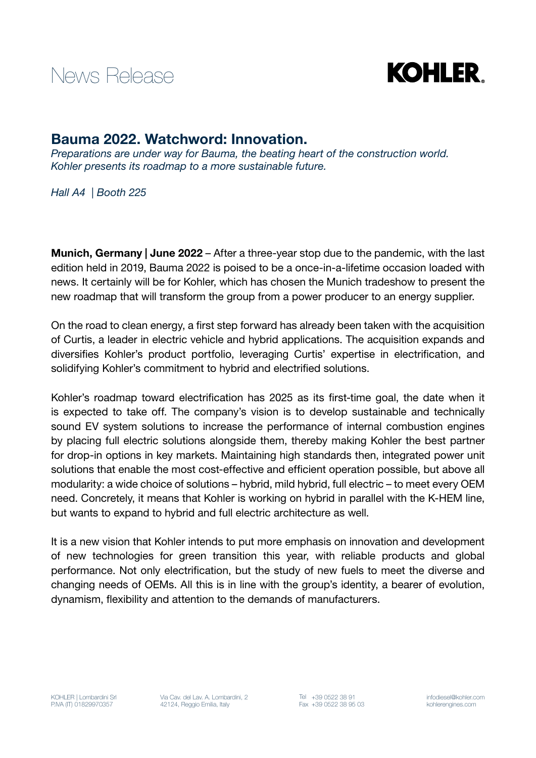News Release

KOHLER

# Bauma 2022. Watchword: Innovation.

*Preparations are under way for Bauma, the beating heart of the construction world. Kohler presents its roadmap to a more sustainable future.*

*Hall A4 | Booth 225*

**Munich, Germany | June 2022** – After a three-year stop due to the pandemic, with the last edition held in 2019, Bauma 2022 is poised to be a once-in-a-lifetime occasion loaded with news. It certainly will be for Kohler, which has chosen the Munich tradeshow to present the new roadmap that will transform the group from a power producer to an energy supplier.

On the road to clean energy, a first step forward has already been taken with the acquisition of Curtis, a leader in electric vehicle and hybrid applications. The acquisition expands and diversifies Kohler's product portfolio, leveraging Curtis' expertise in electrification, and solidifying Kohler's commitment to hybrid and electrified solutions.

Kohler's roadmap toward electrification has 2025 as its first-time goal, the date when it is expected to take off. The company's vision is to develop sustainable and technically sound EV system solutions to increase the performance of internal combustion engines by placing full electric solutions alongside them, thereby making Kohler the best partner for drop-in options in key markets. Maintaining high standards then, integrated power unit solutions that enable the most cost-effective and efficient operation possible, but above all modularity: a wide choice of solutions – hybrid, mild hybrid, full electric – to meet every OEM need. Concretely, it means that Kohler is working on hybrid in parallel with the K-HEM line, but wants to expand to hybrid and full electric architecture as well.

It is a new vision that Kohler intends to put more emphasis on innovation and development of new technologies for green transition this year, with reliable products and global performance. Not only electrification, but the study of new fuels to meet the diverse and changing needs of OEMs. All this is in line with the group's identity, a bearer of evolution, dynamism, flexibility and attention to the demands of manufacturers.

KOHLER | Lombardini Srl
P.IVA (IT) 01829970357

Via Cav. del Lav. A. Lombardini, 2
42124, Reggio Emilia, Italy

Tel +39 0522 38 91
Fax +39 0522 38 95 03

infodiesel@kohler.com
kohlerengines.com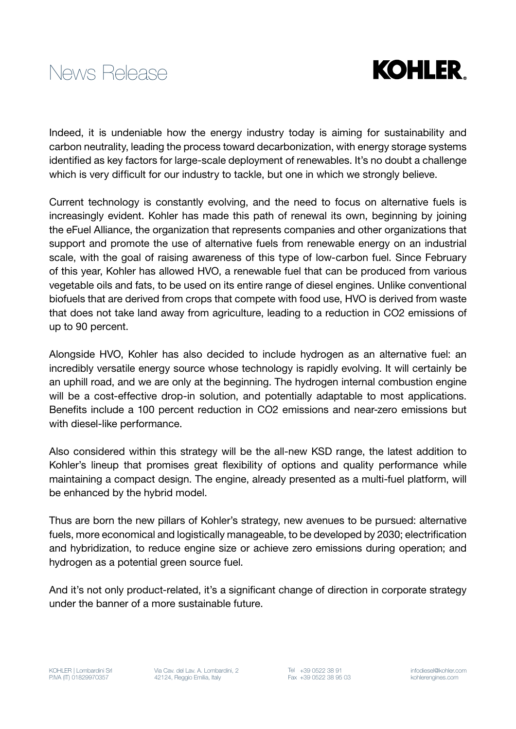Indeed, it is undeniable how the energy industry today is aiming for sustainability and carbon neutrality, leading the process toward decarbonization, with energy storage systems identified as key factors for large-scale deployment of renewables. It's no doubt a challenge which is very difficult for our industry to tackle, but one in which we strongly believe.

Current technology is constantly evolving, and the need to focus on alternative fuels is increasingly evident. Kohler has made this path of renewal its own, beginning by joining the eFuel Alliance, the organization that represents companies and other organizations that support and promote the use of alternative fuels from renewable energy on an industrial scale, with the goal of raising awareness of this type of low-carbon fuel. Since February of this year, Kohler has allowed HVO, a renewable fuel that can be produced from various vegetable oils and fats, to be used on its entire range of diesel engines. Unlike conventional biofuels that are derived from crops that compete with food use, HVO is derived from waste that does not take land away from agriculture, leading to a reduction in $CO_2$ emissions of up to 90 percent.

Alongside HVO, Kohler has also decided to include hydrogen as an alternative fuel: an incredibly versatile energy source whose technology is rapidly evolving. It will certainly be an uphill road, and we are only at the beginning. The hydrogen internal combustion engine will be a cost-effective drop-in solution, and potentially adaptable to most applications. Benefits include a 100 percent reduction in $CO_2$ emissions and near-zero emissions but with diesel-like performance.

Also considered within this strategy will be the all-new KSD range, the latest addition to Kohler's lineup that promises great flexibility of options and quality performance while maintaining a compact design. The engine, already presented as a multi-fuel platform, will be enhanced by the hybrid model.

Thus are born the new pillars of Kohler's strategy, new avenues to be pursued: alternative fuels, more economical and logistically manageable, to be developed by 2030; electrification and hybridization, to reduce engine size or achieve zero emissions during operation; and hydrogen as a potential green source fuel.

And it's not only product-related, it's a significant change of direction in corporate strategy under the banner of a more sustainable future.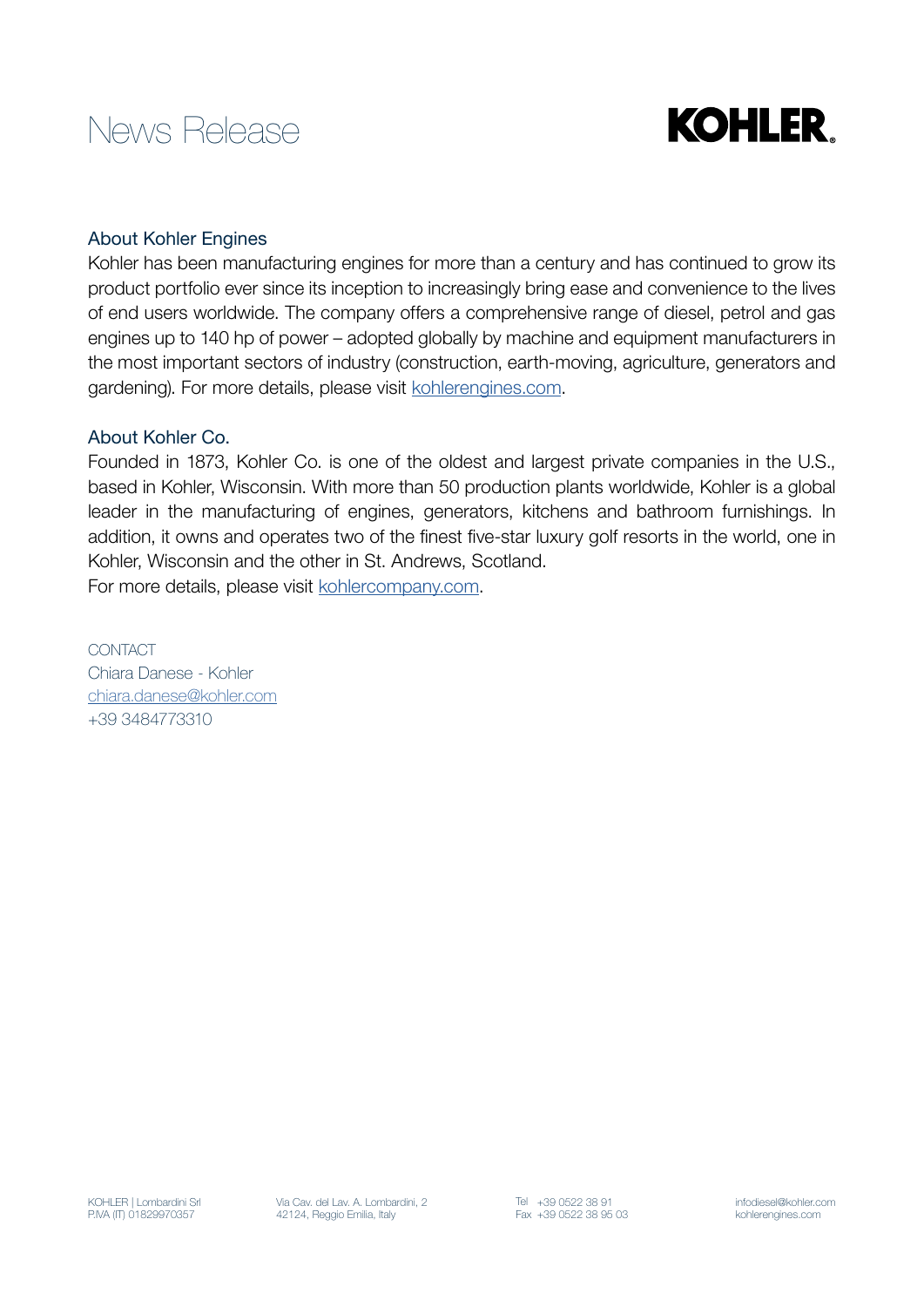## About Kohler Engines

Kohler has been manufacturing engines for more than a century and has continued to grow its product portfolio ever since its inception to increasingly bring ease and convenience to the lives of end users worldwide. The company offers a comprehensive range of diesel, petrol and gas engines up to 140 hp of power – adopted globally by machine and equipment manufacturers in the most important sectors of industry (construction, earth-moving, agriculture, generators and gardening). For more details, please visit [kohlerengines.com](kohlerengines.com).

## About Kohler Co.

Founded in 1873, Kohler Co. is one of the oldest and largest private companies in the U.S., based in Kohler, Wisconsin. With more than 50 production plants worldwide, Kohler is a global leader in the manufacturing of engines, generators, kitchens and bathroom furnishings. In addition, it owns and operates two of the finest five-star luxury golf resorts in the world, one in Kohler, Wisconsin and the other in St. Andrews, Scotland.
For more details, please visit [kohlercompany.com](kohlercompany.com).

CONTACT
Chiara Danese - Kohler
chiara.danese@kohler.com
+39 3484773310